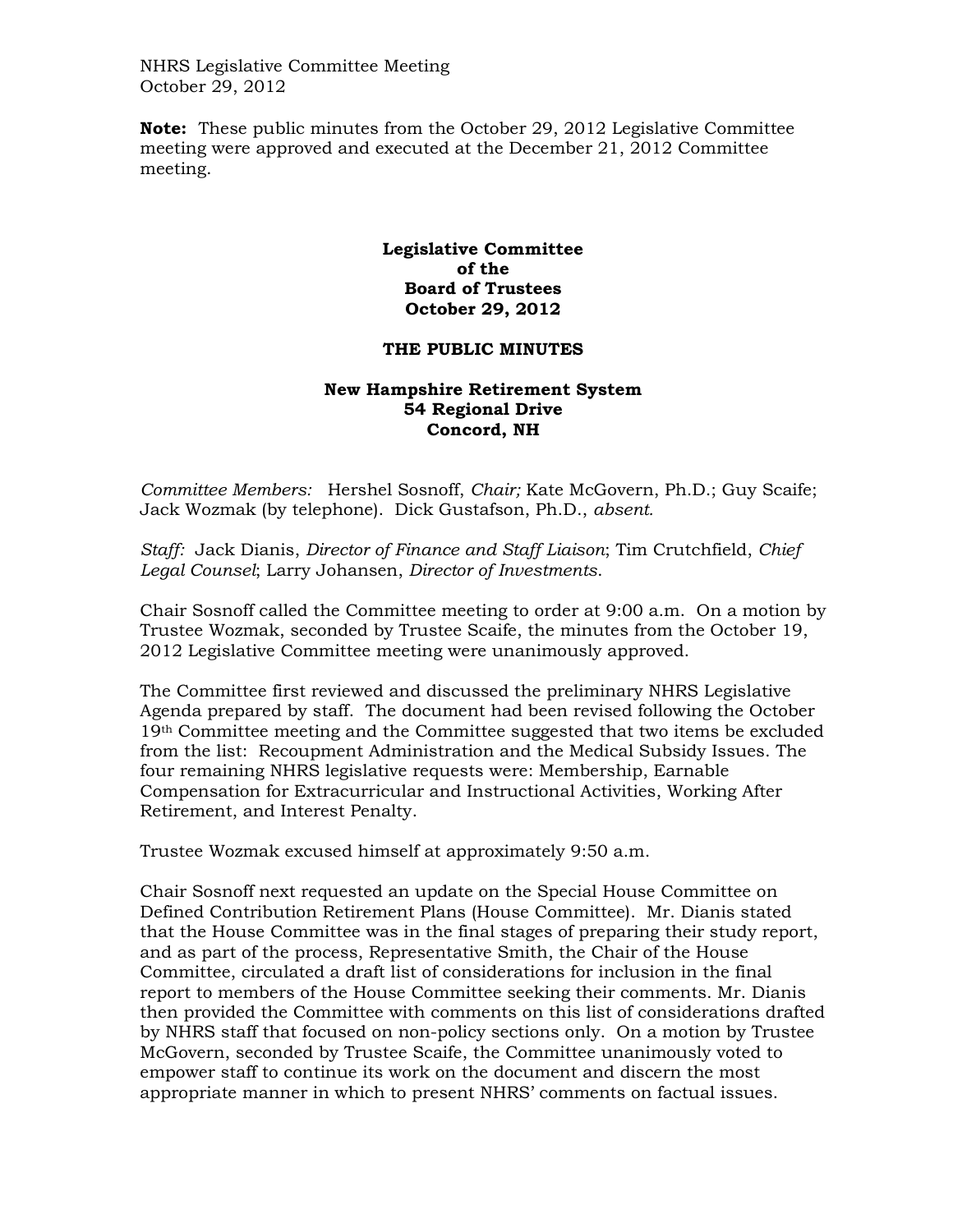NHRS Legislative Committee Meeting
October 29, 2012

**Note:** These public minutes from the October 29, 2012 Legislative Committee meeting were approved and executed at the December 21, 2012 Committee meeting.

**Legislative Committee**
**of the**
**Board of Trustees**
**October 29, 2012**

**THE PUBLIC MINUTES**

**New Hampshire Retirement System**
**54 Regional Drive**
**Concord, NH**

*Committee Members:* Hershel Sosnoff, *Chair;* Kate McGovern, Ph.D.; Guy Scaife; Jack Wozmak (by telephone). Dick Gustafson, Ph.D., *absent.*

*Staff:* Jack Dianis, *Director of Finance and Staff Liaison*; Tim Crutchfield, *Chief Legal Counsel*; Larry Johansen, *Director of Investments.*

Chair Sosnoff called the Committee meeting to order at 9:00 a.m. On a motion by Trustee Wozmak, seconded by Trustee Scaife, the minutes from the October 19, 2012 Legislative Committee meeting were unanimously approved.

The Committee first reviewed and discussed the preliminary NHRS Legislative Agenda prepared by staff. The document had been revised following the October 19th Committee meeting and the Committee suggested that two items be excluded from the list: Recoupment Administration and the Medical Subsidy Issues. The four remaining NHRS legislative requests were: Membership, Earnable Compensation for Extracurricular and Instructional Activities, Working After Retirement, and Interest Penalty.

Trustee Wozmak excused himself at approximately 9:50 a.m.

Chair Sosnoff next requested an update on the Special House Committee on Defined Contribution Retirement Plans (House Committee). Mr. Dianis stated that the House Committee was in the final stages of preparing their study report, and as part of the process, Representative Smith, the Chair of the House Committee, circulated a draft list of considerations for inclusion in the final report to members of the House Committee seeking their comments. Mr. Dianis then provided the Committee with comments on this list of considerations drafted by NHRS staff that focused on non-policy sections only. On a motion by Trustee McGovern, seconded by Trustee Scaife, the Committee unanimously voted to empower staff to continue its work on the document and discern the most appropriate manner in which to present NHRS' comments on factual issues.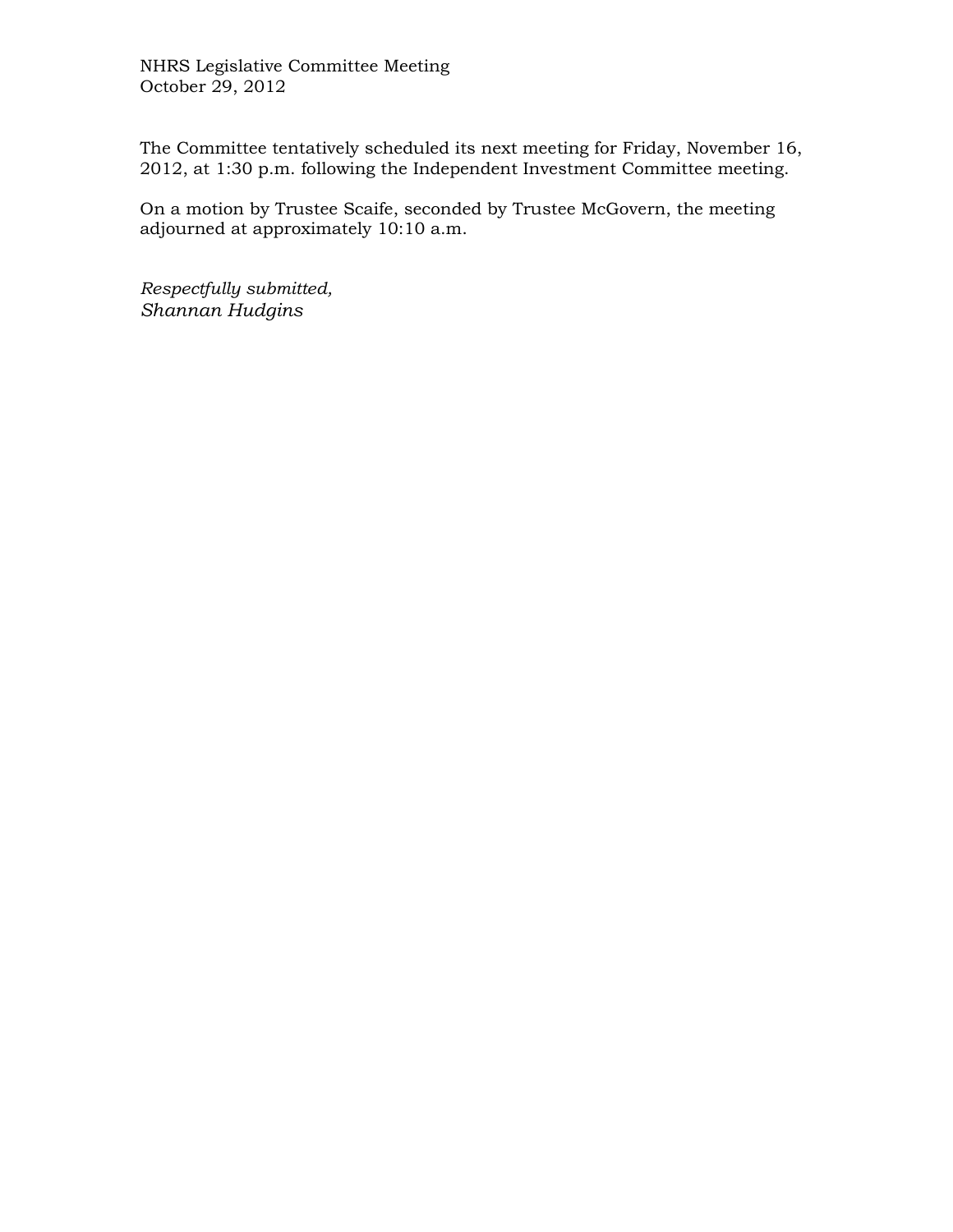The Committee tentatively scheduled its next meeting for Friday, November 16, 2012, at 1:30 p.m. following the Independent Investment Committee meeting.

On a motion by Trustee Scaife, seconded by Trustee McGovern, the meeting adjourned at approximately 10:10 a.m.

*Respectfully submitted,*
*Shannan Hudgins*